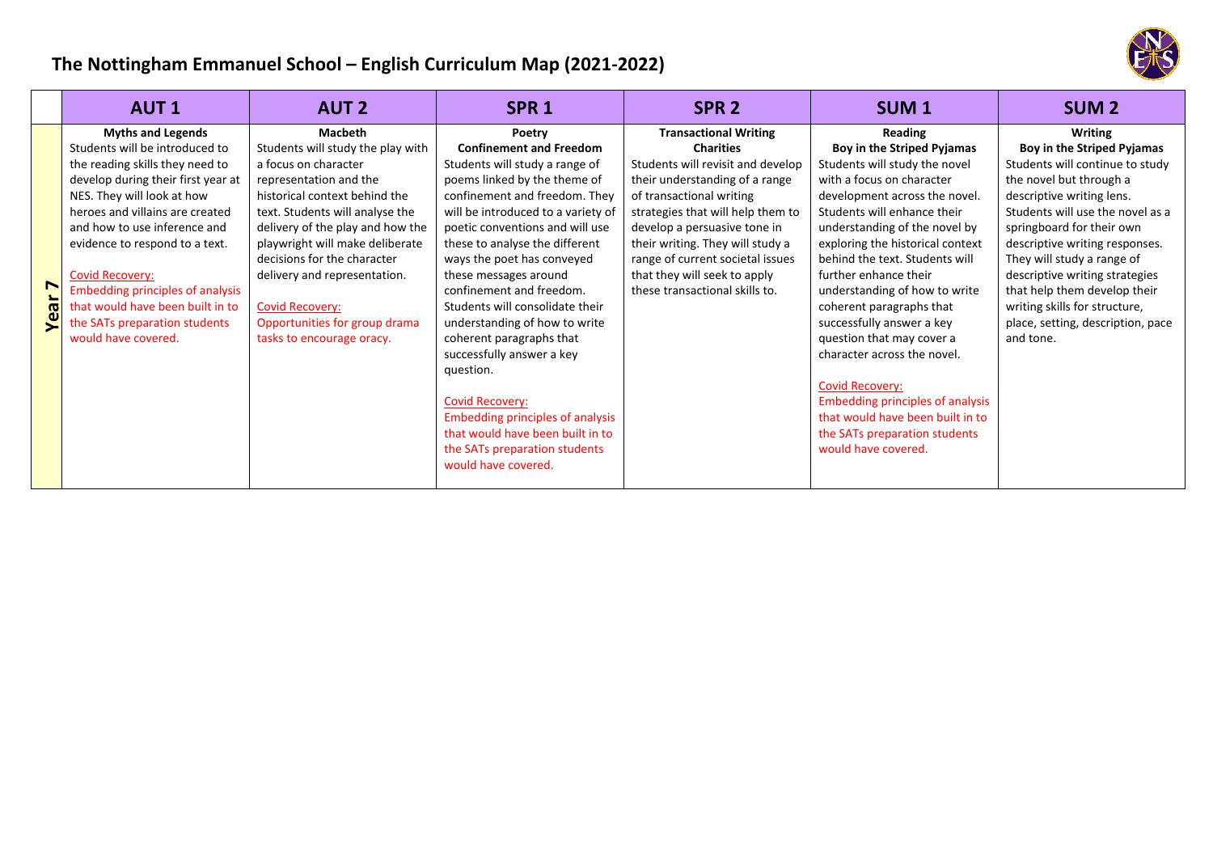# The Nottingham Emmanuel School – English Curriculum Map (2021-2022)

| | AUT 1 | AUT 2 | SPR 1 | SPR 2 | SUM 1 | SUM 2 |
|---|---|---|---|---|---|---|
| Year 7 | **Myths and Legends**<br>Students will be introduced to the reading skills they need to develop during their first year at NES. They will look at how heroes and villains are created and how to use inference and evidence to respond to a text.<br><br>Covid Recovery:<br>Embedding principles of analysis that would have been built in to the SATs preparation students would have covered. | **Macbeth**<br>Students will study the play with a focus on character representation and the historical context behind the text. Students will analyse the delivery of the play and how the playwright will make deliberate decisions for the character delivery and representation.<br><br>Covid Recovery:<br>Opportunities for group drama tasks to encourage oracy. | **Poetry**<br>**Confinement and Freedom**<br>Students will study a range of poems linked by the theme of confinement and freedom. They will be introduced to a variety of poetic conventions and will use these to analyse the different ways the poet has conveyed these messages around confinement and freedom. Students will consolidate their understanding of how to write coherent paragraphs that successfully answer a key question.<br><br>Covid Recovery:<br>Embedding principles of analysis that would have been built in to the SATs preparation students would have covered. | **Transactional Writing**<br>**Charities**<br>Students will revisit and develop their understanding of a range of transactional writing strategies that will help them to develop a persuasive tone in their writing. They will study a range of current societal issues that they will seek to apply these transactional skills to. | **Reading**<br>**Boy in the Striped Pyjamas**<br>Students will study the novel with a focus on character development across the novel. Students will enhance their understanding of the novel by exploring the historical context behind the text. Students will further enhance their understanding of how to write coherent paragraphs that successfully answer a key question that may cover a character across the novel.<br><br>Covid Recovery:<br>Embedding principles of analysis that would have been built in to the SATs preparation students would have covered. | **Writing**<br>**Boy in the Striped Pyjamas**<br>Students will continue to study the novel but through a descriptive writing lens. Students will use the novel as a springboard for their own descriptive writing responses. They will study a range of descriptive writing strategies that help them develop their writing skills for structure, place, setting, description, pace and tone. |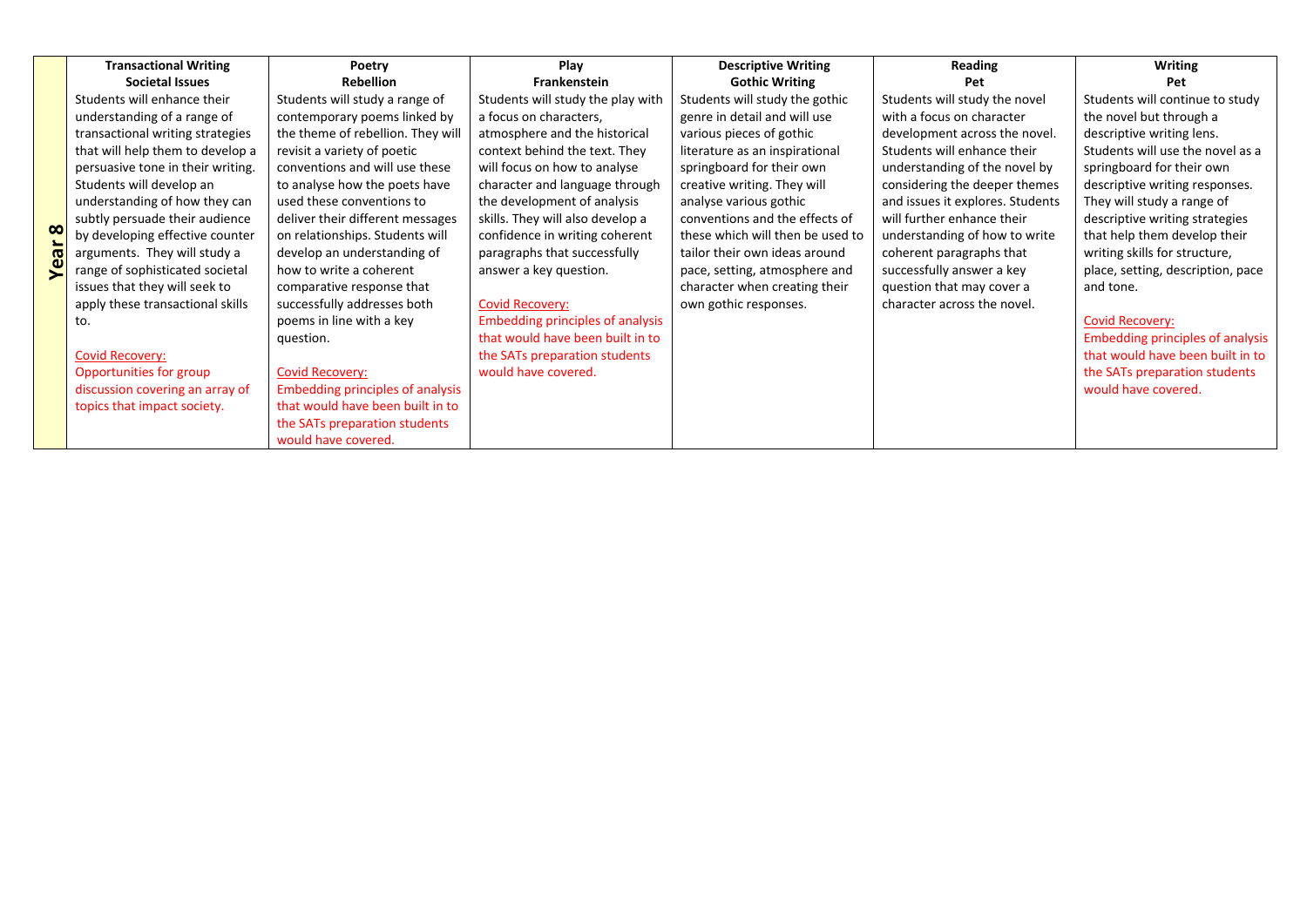| | Transactional Writing<br>Societal Issues | Poetry<br>Rebellion | Play<br>Frankenstein | Descriptive Writing<br>Gothic Writing | Reading<br>Pet | Writing<br>Pet |
|---|---|---|---|---|---|---|
| **Year 8** | Students will enhance their understanding of a range of transactional writing strategies that will help them to develop a persuasive tone in their writing. Students will develop an understanding of how they can subtly persuade their audience by developing effective counter arguments. They will study a range of sophisticated societal issues that they will seek to apply these transactional skills to.<br><br>Covid Recovery:<br>Opportunities for group discussion covering an array of topics that impact society. | Students will study a range of contemporary poems linked by the theme of rebellion. They will revisit a variety of poetic conventions and will use these to analyse how the poets have used these conventions to deliver their different messages on relationships. Students will develop an understanding of how to write a coherent comparative response that successfully addresses both poems in line with a key question.<br><br>Covid Recovery:<br>Embedding principles of analysis that would have been built in to the SATs preparation students would have covered. | Students will study the play with a focus on characters, atmosphere and the historical context behind the text. They will focus on how to analyse character and language through the development of analysis skills. They will also develop a confidence in writing coherent paragraphs that successfully answer a key question.<br><br>Covid Recovery:<br>Embedding principles of analysis that would have been built in to the SATs preparation students would have covered. | Students will study the gothic genre in detail and will use various pieces of gothic literature as an inspirational springboard for their own creative writing. They will analyse various gothic conventions and the effects of these which will then be used to tailor their own ideas around pace, setting, atmosphere and character when creating their own gothic responses. | Students will study the novel with a focus on character development across the novel. Students will enhance their understanding of the novel by considering the deeper themes and issues it explores. Students will further enhance their understanding of how to write coherent paragraphs that successfully answer a key question that may cover a character across the novel. | Students will continue to study the novel but through a descriptive writing lens. Students will use the novel as a springboard for their own descriptive writing responses. They will study a range of descriptive writing strategies that help them develop their writing skills for structure, place, setting, description, pace and tone.<br><br>Covid Recovery:<br>Embedding principles of analysis that would have been built in to the SATs preparation students would have covered. |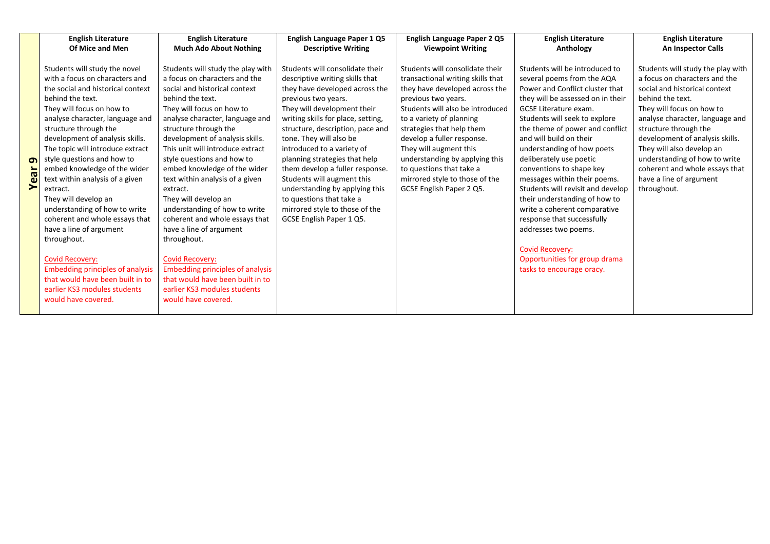| | English Literature<br>Of Mice and Men | English Literature<br>Much Ado About Nothing | English Language Paper 1 Q5<br>Descriptive Writing | English Language Paper 2 Q5<br>Viewpoint Writing | English Literature<br>Anthology | English Literature<br>An Inspector Calls |
|---|---|---|---|---|---|---|
| **Year 9** | Students will study the novel with a focus on characters and the social and historical context behind the text.<br>They will focus on how to analyse character, language and structure through the development of analysis skills.<br>The topic will introduce extract style questions and how to embed knowledge of the wider text within analysis of a given extract.<br>They will develop an understanding of how to write coherent and whole essays that have a line of argument throughout.<br><br>Covid Recovery:<br>Embedding principles of analysis that would have been built in to earlier KS3 modules students would have covered. | Students will study the play with a focus on characters and the social and historical context behind the text.<br>They will focus on how to analyse character, language and structure through the development of analysis skills.<br>This unit will introduce extract style questions and how to embed knowledge of the wider text within analysis of a given extract.<br>They will develop an understanding of how to write coherent and whole essays that have a line of argument throughout.<br><br>Covid Recovery:<br>Embedding principles of analysis that would have been built in to earlier KS3 modules students would have covered. | Students will consolidate their descriptive writing skills that they have developed across the previous two years.<br>They will development their writing skills for place, setting, structure, description, pace and tone. They will also be introduced to a variety of planning strategies that help them develop a fuller response. Students will augment this understanding by applying this to questions that take a mirrored style to those of the GCSE English Paper 1 Q5. | Students will consolidate their transactional writing skills that they have developed across the previous two years.<br>Students will also be introduced to a variety of planning strategies that help them develop a fuller response.<br>They will augment this understanding by applying this to questions that take a mirrored style to those of the GCSE English Paper 2 Q5. | Students will be introduced to several poems from the AQA Power and Conflict cluster that they will be assessed on in their GCSE Literature exam.<br>Students will seek to explore the theme of power and conflict and will build on their understanding of how poets deliberately use poetic conventions to shape key messages within their poems.<br>Students will revisit and develop their understanding of how to write a coherent comparative response that successfully addresses two poems.<br><br>Covid Recovery:<br>Opportunities for group drama tasks to encourage oracy. | Students will study the play with a focus on characters and the social and historical context behind the text.<br>They will focus on how to analyse character, language and structure through the development of analysis skills.<br>They will also develop an understanding of how to write coherent and whole essays that have a line of argument throughout. |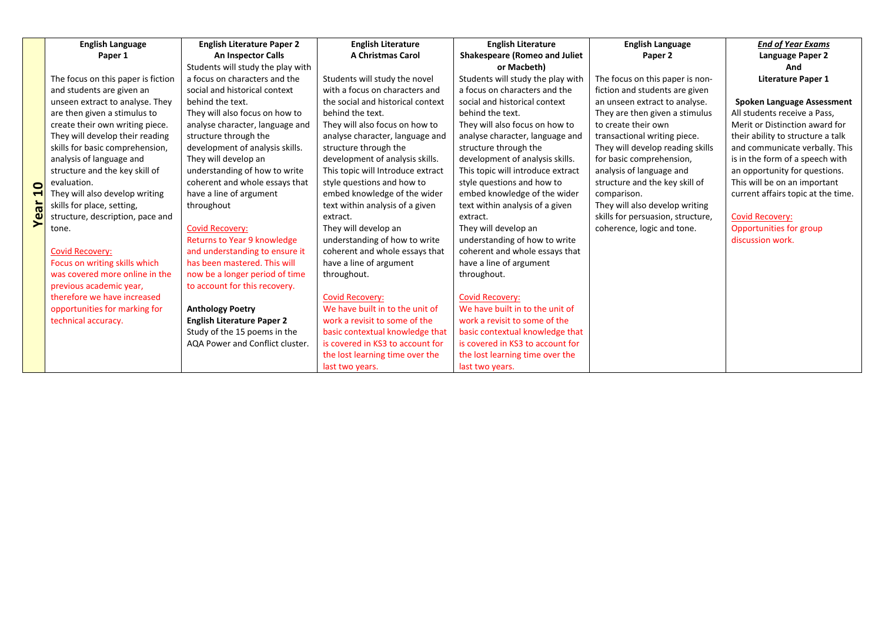| Year 10 | **English Language Paper 1** | **English Literature Paper 2 An Inspector Calls** | **English Literature A Christmas Carol** | **English Literature Shakespeare (Romeo and Juliet or Macbeth)** | **English Language Paper 2** | ***End of Year Exams*** **Language Paper 2 And Literature Paper 1** |
|---|---|---|---|---|---|---|
| | The focus on this paper is fiction and students are given an unseen extract to analyse. They are then given a stimulus to create their own writing piece. They will develop their reading skills for basic comprehension, analysis of language and structure and the key skill of evaluation. They will also develop writing skills for place, setting, structure, description, pace and tone.<br><br>Covid Recovery:<br>Focus on writing skills which was covered more online in the previous academic year, therefore we have increased opportunities for marking for technical accuracy. | Students will study the play with a focus on characters and the social and historical context behind the text. They will also focus on how to analyse character, language and structure through the development of analysis skills. They will develop an understanding of how to write coherent and whole essays that have a line of argument throughout<br><br>Covid Recovery:<br>Returns to Year 9 knowledge and understanding to ensure it has been mastered. This will now be a longer period of time to account for this recovery.<br><br>**Anthology Poetry**<br>**English Literature Paper 2**<br>Study of the 15 poems in the AQA Power and Conflict cluster. | Students will study the novel with a focus on characters and the social and historical context behind the text. They will also focus on how to analyse character, language and structure through the development of analysis skills. This topic will Introduce extract style questions and how to embed knowledge of the wider text within analysis of a given extract. They will develop an understanding of how to write coherent and whole essays that have a line of argument throughout.<br><br>Covid Recovery:<br>We have built in to the unit of work a revisit to some of the basic contextual knowledge that is covered in KS3 to account for the lost learning time over the last two years. | Students will study the play with a focus on characters and the social and historical context behind the text. They will also focus on how to analyse character, language and structure through the development of analysis skills. This topic will introduce extract style questions and how to embed knowledge of the wider text within analysis of a given extract. They will develop an understanding of how to write coherent and whole essays that have a line of argument throughout.<br><br>Covid Recovery:<br>We have built in to the unit of work a revisit to some of the basic contextual knowledge that is covered in KS3 to account for the lost learning time over the last two years. | The focus on this paper is non-fiction and students are given an unseen extract to analyse. They are then given a stimulus to create their own transactional writing piece. They will develop reading skills for basic comprehension, analysis of language and structure and the key skill of comparison. They will also develop writing skills for persuasion, structure, coherence, logic and tone. | **Spoken Language Assessment**<br>All students receive a Pass, Merit or Distinction award for their ability to structure a talk and communicate verbally. This is in the form of a speech with an opportunity for questions. This will be on an important current affairs topic at the time.<br><br>Covid Recovery:<br>Opportunities for group discussion work. |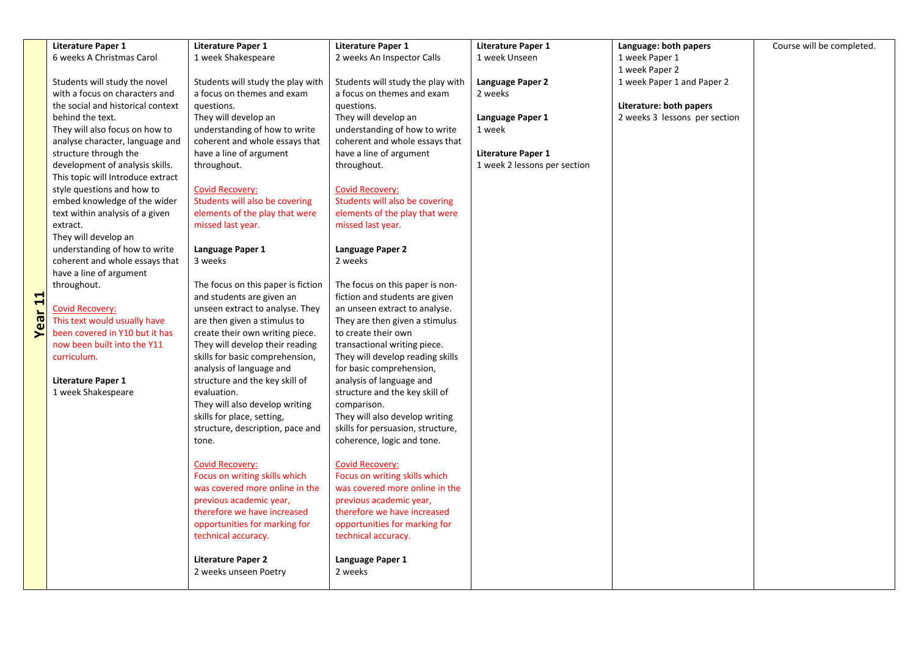| Year 11 | | | | | | |
|---|---|---|---|---|---|---|
| | **Literature Paper 1**<br>6 weeks A Christmas Carol<br><br>Students will study the novel with a focus on characters and the social and historical context behind the text.<br>They will also focus on how to analyse character, language and structure through the development of analysis skills.<br>This topic will Introduce extract style questions and how to embed knowledge of the wider text within analysis of a given extract.<br>They will develop an understanding of how to write coherent and whole essays that have a line of argument throughout.<br><br>Covid Recovery:<br>This text would usually have been covered in Y10 but it has now been built into the Y11 curriculum.<br><br>**Literature Paper 1**<br>1 week Shakespeare | **Literature Paper 1**<br>1 week Shakespeare<br><br>Students will study the play with a focus on themes and exam questions.<br>They will develop an understanding of how to write coherent and whole essays that have a line of argument throughout.<br><br>Covid Recovery:<br>Students will also be covering elements of the play that were missed last year.<br><br>**Language Paper 1**<br>3 weeks<br><br>The focus on this paper is fiction and students are given an unseen extract to analyse. They are then given a stimulus to create their own writing piece.<br>They will develop their reading skills for basic comprehension, analysis of language and structure and the key skill of evaluation.<br>They will also develop writing skills for place, setting, structure, description, pace and tone.<br><br>Covid Recovery:<br>Focus on writing skills which was covered more online in the previous academic year, therefore we have increased opportunities for marking for technical accuracy.<br><br>**Literature Paper 2**<br>2 weeks unseen Poetry | **Literature Paper 1**<br>2 weeks An Inspector Calls<br><br>Students will study the play with a focus on themes and exam questions.<br>They will develop an understanding of how to write coherent and whole essays that have a line of argument throughout.<br><br>Covid Recovery:<br>Students will also be covering elements of the play that were missed last year.<br><br>**Language Paper 2**<br>2 weeks<br><br>The focus on this paper is non-fiction and students are given an unseen extract to analyse. They are then given a stimulus to create their own transactional writing piece.<br>They will develop reading skills for basic comprehension, analysis of language and structure and the key skill of comparison.<br>They will also develop writing skills for persuasion, structure, coherence, logic and tone.<br><br>Covid Recovery:<br>Focus on writing skills which was covered more online in the previous academic year, therefore we have increased opportunities for marking for technical accuracy.<br><br>**Language Paper 1**<br>2 weeks | **Literature Paper 1**<br>1 week Unseen<br><br>**Language Paper 2**<br>2 weeks<br><br>**Language Paper 1**<br>1 week<br><br>**Literature Paper 1**<br>1 week 2 lessons per section | **Language: both papers**<br>1 week Paper 1<br>1 week Paper 2<br>1 week Paper 1 and Paper 2<br><br>**Literature: both papers**<br>2 weeks 3 lessons per section | Course will be completed. |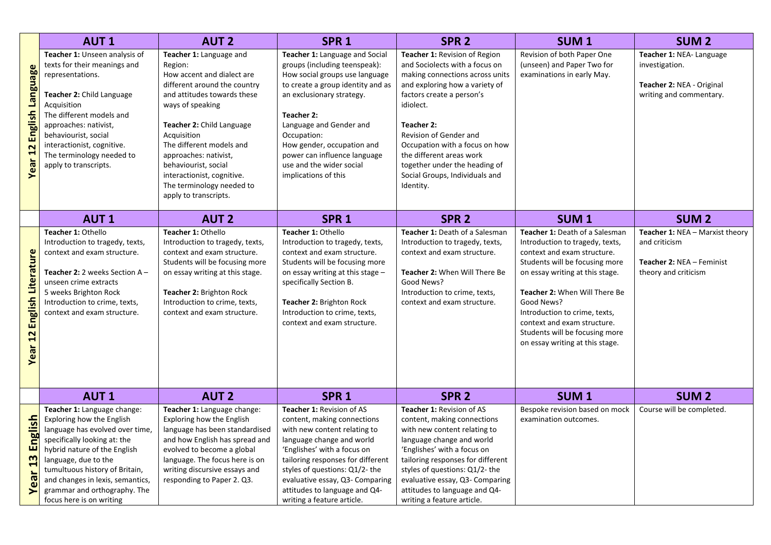| | AUT 1 | AUT 2 | SPR 1 | SPR 2 | SUM 1 | SUM 2 |
|---|---|---|---|---|---|---|
| **Year 12 English Language** | **Teacher 1:** Unseen analysis of texts for their meanings and representations.<br><br>**Teacher 2:** Child Language Acquisition<br>The different models and approaches: nativist, behaviourist, social interactionist, cognitive.<br>The terminology needed to apply to transcripts. | **Teacher 1:** Language and Region:<br>How accent and dialect are different around the country and attitudes towards these ways of speaking<br><br>**Teacher 2:** Child Language Acquisition<br>The different models and approaches: nativist, behaviourist, social interactionist, cognitive.<br>The terminology needed to apply to transcripts. | **Teacher 1:** Language and Social groups (including teenspeak): How social groups use language to create a group identity and as an exclusionary strategy.<br><br>**Teacher 2:**<br>Language and Gender and Occupation:<br>How gender, occupation and power can influence language use and the wider social implications of this | **Teacher 1:** Revision of Region and Sociolects with a focus on making connections across units and exploring how a variety of factors create a person's idiolect.<br><br>**Teacher 2:**<br>Revision of Gender and Occupation with a focus on how the different areas work together under the heading of Social Groups, Individuals and Identity. | Revision of both Paper One (unseen) and Paper Two for examinations in early May. | **Teacher 1:** NEA- Language investigation.<br><br>**Teacher 2:** NEA - Original writing and commentary. |
| | **AUT 1** | **AUT 2** | **SPR 1** | **SPR 2** | **SUM 1** | **SUM 2** |
| **Year 12 English Literature** | **Teacher 1:** Othello<br>Introduction to tragedy, texts, context and exam structure.<br><br>**Teacher 2:** 2 weeks Section A – unseen crime extracts<br>5 weeks Brighton Rock<br>Introduction to crime, texts, context and exam structure. | **Teacher 1:** Othello<br>Introduction to tragedy, texts, context and exam structure. Students will be focusing more on essay writing at this stage.<br><br>**Teacher 2:** Brighton Rock<br>Introduction to crime, texts, context and exam structure. | **Teacher 1:** Othello<br>Introduction to tragedy, texts, context and exam structure. Students will be focusing more on essay writing at this stage – specifically Section B.<br><br>**Teacher 2:** Brighton Rock<br>Introduction to crime, texts, context and exam structure. | **Teacher 1:** Death of a Salesman<br>Introduction to tragedy, texts, context and exam structure.<br><br>**Teacher 2:** When Will There Be Good News?<br>Introduction to crime, texts, context and exam structure. | **Teacher 1:** Death of a Salesman<br>Introduction to tragedy, texts, context and exam structure. Students will be focusing more on essay writing at this stage.<br><br>**Teacher 2:** When Will There Be Good News?<br>Introduction to crime, texts, context and exam structure. Students will be focusing more on essay writing at this stage. | **Teacher 1:** NEA – Marxist theory and criticism<br><br>**Teacher 2:** NEA – Feminist theory and criticism |
| | **AUT 1** | **AUT 2** | **SPR 1** | **SPR 2** | **SUM 1** | **SUM 2** |
| **Year 13 English** | **Teacher 1:** Language change: Exploring how the English language has evolved over time, specifically looking at: the hybrid nature of the English language, due to the tumultuous history of Britain, and changes in lexis, semantics, grammar and orthography. The focus here is on writing | **Teacher 1:** Language change: Exploring how the English language has been standardised and how English has spread and evolved to become a global language. The focus here is on writing discursive essays and responding to Paper 2. Q3. | **Teacher 1:** Revision of AS content, making connections with new content relating to language change and world 'Englishes' with a focus on tailoring responses for different styles of questions: Q1/2- the evaluative essay, Q3- Comparing attitudes to language and Q4- writing a feature article. | **Teacher 1:** Revision of AS content, making connections with new content relating to language change and world 'Englishes' with a focus on tailoring responses for different styles of questions: Q1/2- the evaluative essay, Q3- Comparing attitudes to language and Q4- writing a feature article. | Bespoke revision based on mock examination outcomes. | Course will be completed. |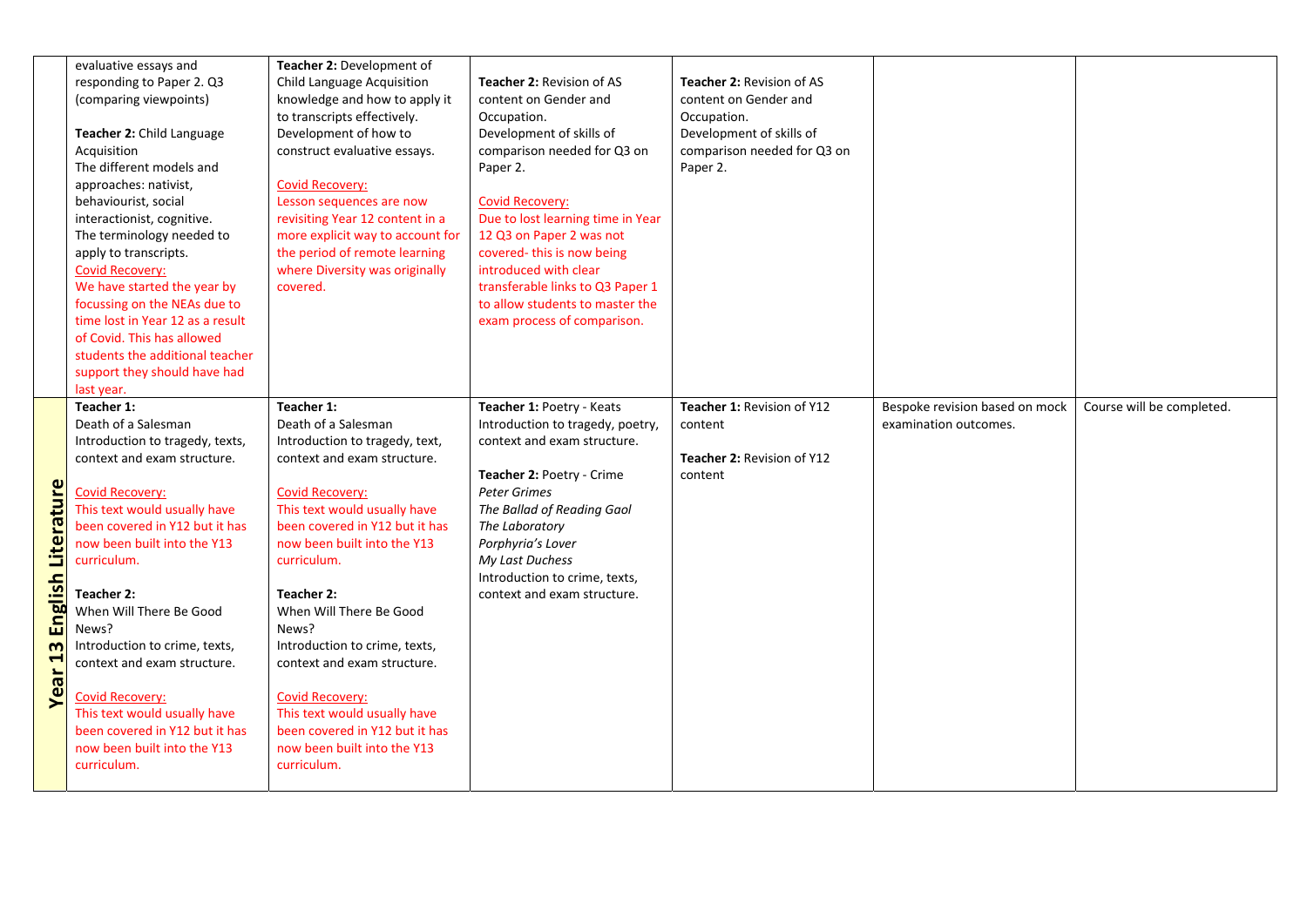| | | | | | | |
|---|---|---|---|---|---|---|
| | evaluative essays and responding to Paper 2. Q3 (comparing viewpoints)<br><br>**Teacher 2:** Child Language Acquisition<br>The different models and approaches: nativist, behaviourist, social interactionist, cognitive.<br>The terminology needed to apply to transcripts.<br>Covid Recovery:<br>We have started the year by focussing on the NEAs due to time lost in Year 12 as a result of Covid. This has allowed students the additional teacher support they should have had last year. | **Teacher 2:** Development of Child Language Acquisition knowledge and how to apply it to transcripts effectively.<br>Development of how to construct evaluative essays.<br><br>Covid Recovery:<br>Lesson sequences are now revisiting Year 12 content in a more explicit way to account for the period of remote learning where Diversity was originally covered. | **Teacher 2:** Revision of AS content on Gender and Occupation.<br>Development of skills of comparison needed for Q3 on Paper 2.<br><br>Covid Recovery:<br>Due to lost learning time in Year 12 Q3 on Paper 2 was not covered- this is now being introduced with clear transferable links to Q3 Paper 1 to allow students to master the exam process of comparison. | **Teacher 2:** Revision of AS content on Gender and Occupation.<br>Development of skills of comparison needed for Q3 on Paper 2. | | |
| **Year 13 English Literature** | **Teacher 1:**<br>Death of a Salesman<br>Introduction to tragedy, texts, context and exam structure.<br><br>Covid Recovery:<br>This text would usually have been covered in Y12 but it has now been built into the Y13 curriculum.<br><br>**Teacher 2:**<br>When Will There Be Good News?<br>Introduction to crime, texts, context and exam structure.<br><br>Covid Recovery:<br>This text would usually have been covered in Y12 but it has now been built into the Y13 curriculum. | **Teacher 1:**<br>Death of a Salesman<br>Introduction to tragedy, text, context and exam structure.<br><br>Covid Recovery:<br>This text would usually have been covered in Y12 but it has now been built into the Y13 curriculum.<br><br>**Teacher 2:**<br>When Will There Be Good News?<br>Introduction to crime, texts, context and exam structure.<br><br>Covid Recovery:<br>This text would usually have been covered in Y12 but it has now been built into the Y13 curriculum. | **Teacher 1:** Poetry - Keats<br>Introduction to tragedy, poetry, context and exam structure.<br><br>**Teacher 2:** Poetry - Crime<br>*Peter Grimes*<br>*The Ballad of Reading Gaol*<br>*The Laboratory*<br>*Porphyria's Lover*<br>*My Last Duchess*<br>Introduction to crime, texts, context and exam structure. | **Teacher 1:** Revision of Y12 content<br><br>**Teacher 2:** Revision of Y12 content | Bespoke revision based on mock examination outcomes. | Course will be completed. |